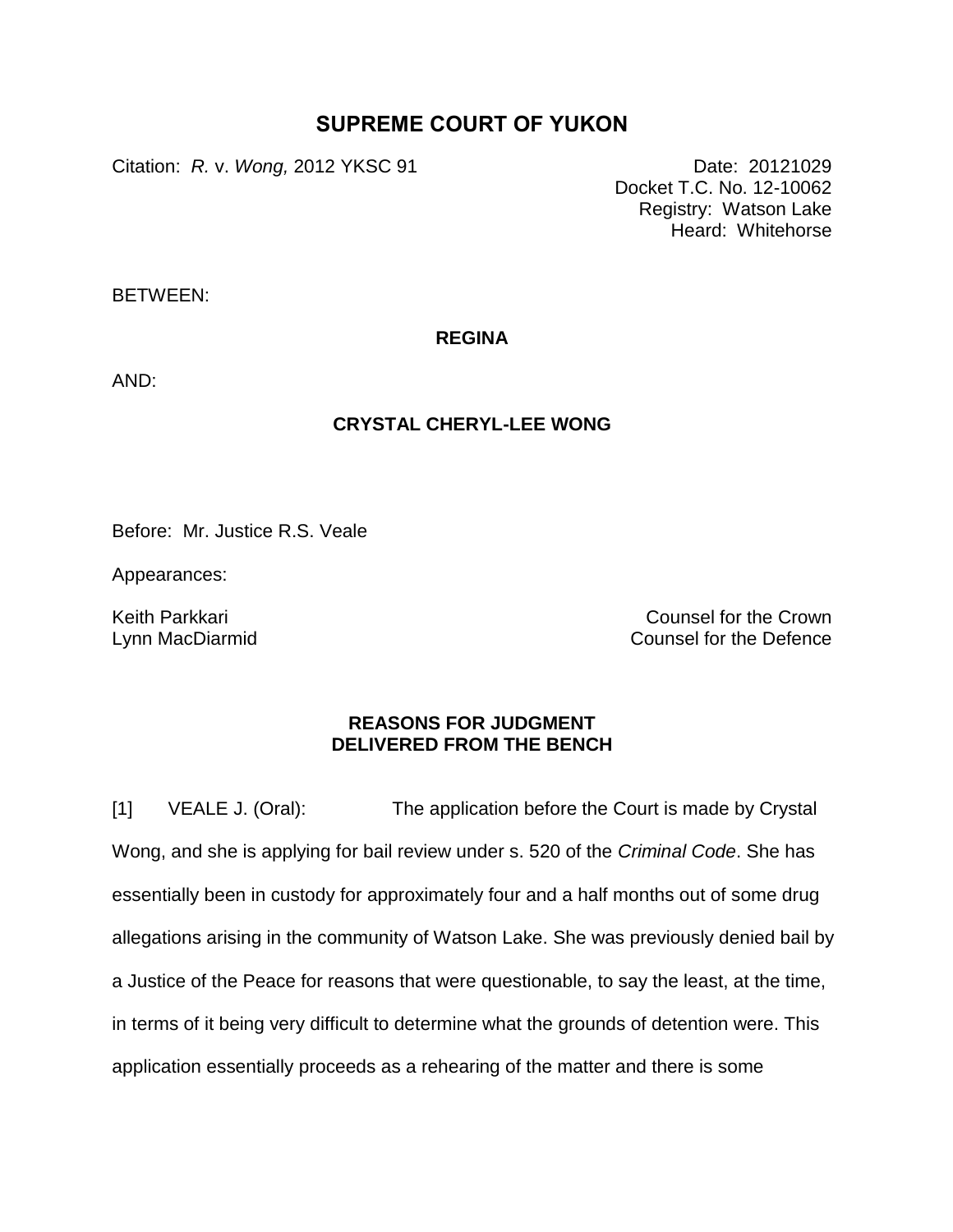# SUPREME COURT OF YUKON

Citation: *R.* v. *Wong,* 2012 YKSC 91

Date: 20121029
Docket T.C. No. 12-10062
Registry: Watson Lake
Heard: Whitehorse

BETWEEN:

**REGINA**

AND:

**CRYSTAL CHERYL-LEE WONG**

Before: Mr. Justice R.S. Veale

Appearances:

Keith Parkkari — Counsel for the Crown
Lynn MacDiarmid — Counsel for the Defence

## REASONS FOR JUDGMENT DELIVERED FROM THE BENCH

[1] VEALE J. (Oral): The application before the Court is made by Crystal Wong, and she is applying for bail review under s. 520 of the *Criminal Code*. She has essentially been in custody for approximately four and a half months out of some drug allegations arising in the community of Watson Lake. She was previously denied bail by a Justice of the Peace for reasons that were questionable, to say the least, at the time, in terms of it being very difficult to determine what the grounds of detention were. This application essentially proceeds as a rehearing of the matter and there is some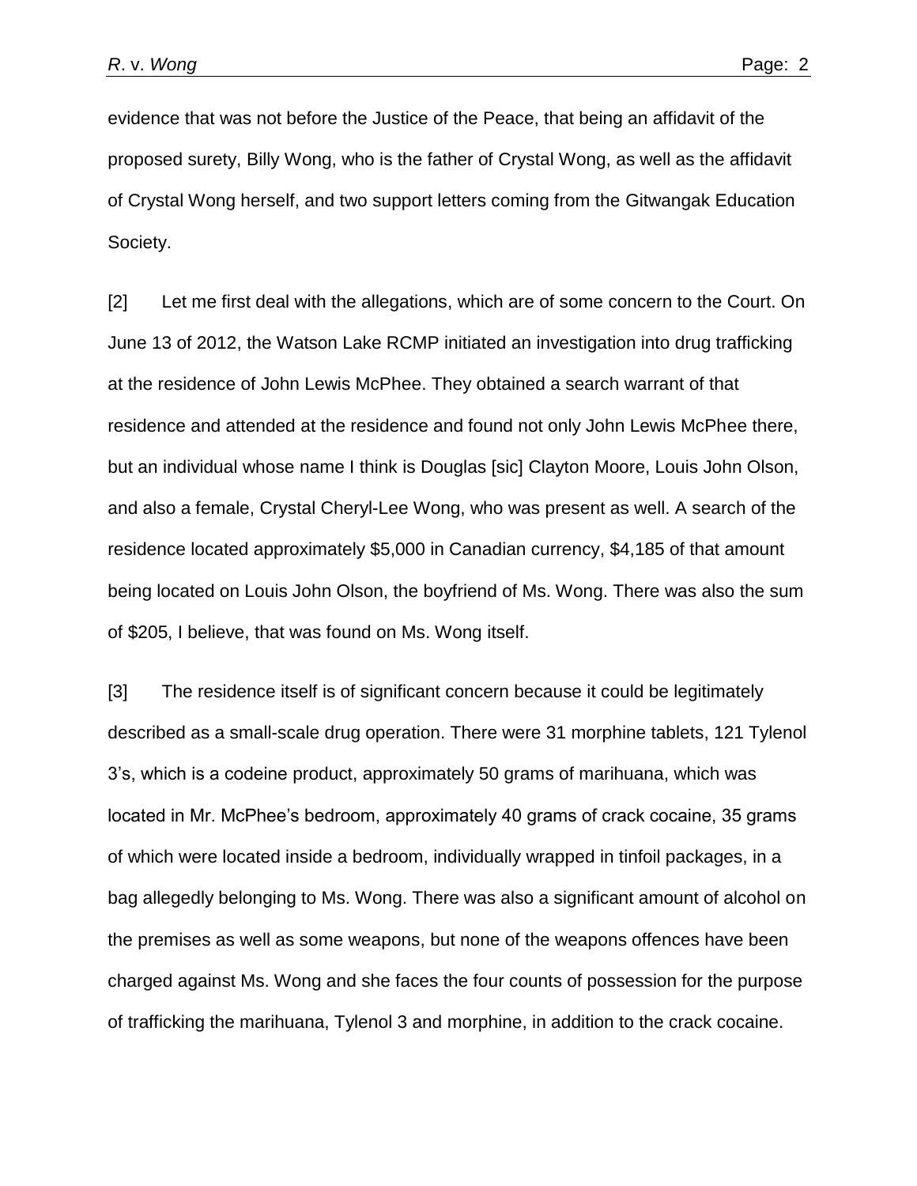evidence that was not before the Justice of the Peace, that being an affidavit of the proposed surety, Billy Wong, who is the father of Crystal Wong, as well as the affidavit of Crystal Wong herself, and two support letters coming from the Gitwangak Education Society.

[2] Let me first deal with the allegations, which are of some concern to the Court. On June 13 of 2012, the Watson Lake RCMP initiated an investigation into drug trafficking at the residence of John Lewis McPhee. They obtained a search warrant of that residence and attended at the residence and found not only John Lewis McPhee there, but an individual whose name I think is Douglas [sic] Clayton Moore, Louis John Olson, and also a female, Crystal Cheryl-Lee Wong, who was present as well. A search of the residence located approximately $5,000 in Canadian currency, $4,185 of that amount being located on Louis John Olson, the boyfriend of Ms. Wong. There was also the sum of $205, I believe, that was found on Ms. Wong itself.

[3] The residence itself is of significant concern because it could be legitimately described as a small-scale drug operation. There were 31 morphine tablets, 121 Tylenol 3's, which is a codeine product, approximately 50 grams of marihuana, which was located in Mr. McPhee's bedroom, approximately 40 grams of crack cocaine, 35 grams of which were located inside a bedroom, individually wrapped in tinfoil packages, in a bag allegedly belonging to Ms. Wong. There was also a significant amount of alcohol on the premises as well as some weapons, but none of the weapons offences have been charged against Ms. Wong and she faces the four counts of possession for the purpose of trafficking the marihuana, Tylenol 3 and morphine, in addition to the crack cocaine.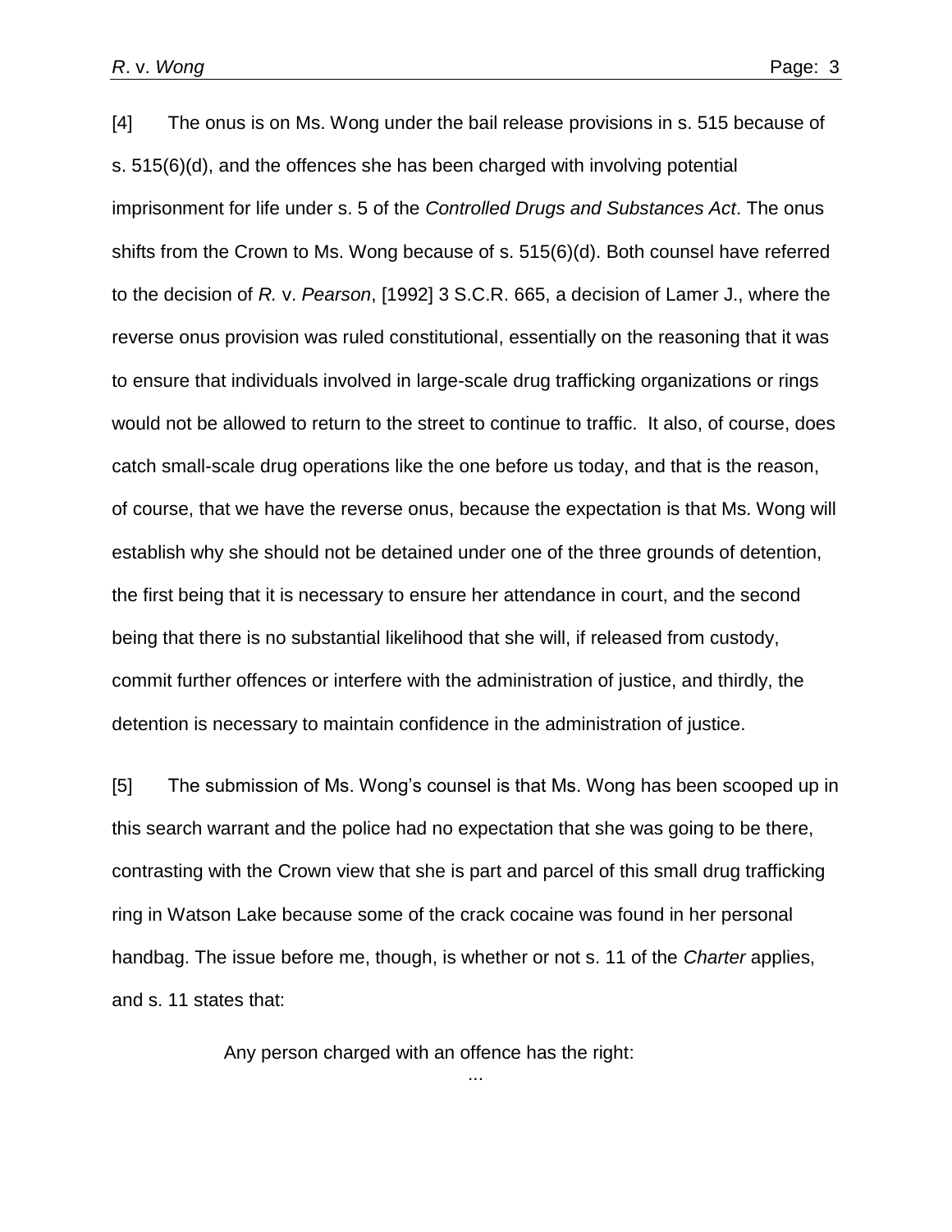[4] The onus is on Ms. Wong under the bail release provisions in s. 515 because of s. 515(6)(d), and the offences she has been charged with involving potential imprisonment for life under s. 5 of the *Controlled Drugs and Substances Act*. The onus shifts from the Crown to Ms. Wong because of s. 515(6)(d). Both counsel have referred to the decision of *R.* v. *Pearson*, [1992] 3 S.C.R. 665, a decision of Lamer J., where the reverse onus provision was ruled constitutional, essentially on the reasoning that it was to ensure that individuals involved in large-scale drug trafficking organizations or rings would not be allowed to return to the street to continue to traffic. It also, of course, does catch small-scale drug operations like the one before us today, and that is the reason, of course, that we have the reverse onus, because the expectation is that Ms. Wong will establish why she should not be detained under one of the three grounds of detention, the first being that it is necessary to ensure her attendance in court, and the second being that there is no substantial likelihood that she will, if released from custody, commit further offences or interfere with the administration of justice, and thirdly, the detention is necessary to maintain confidence in the administration of justice.

[5] The submission of Ms. Wong's counsel is that Ms. Wong has been scooped up in this search warrant and the police had no expectation that she was going to be there, contrasting with the Crown view that she is part and parcel of this small drug trafficking ring in Watson Lake because some of the crack cocaine was found in her personal handbag. The issue before me, though, is whether or not s. 11 of the *Charter* applies, and s. 11 states that:

> Any person charged with an offence has the right:
>
> ...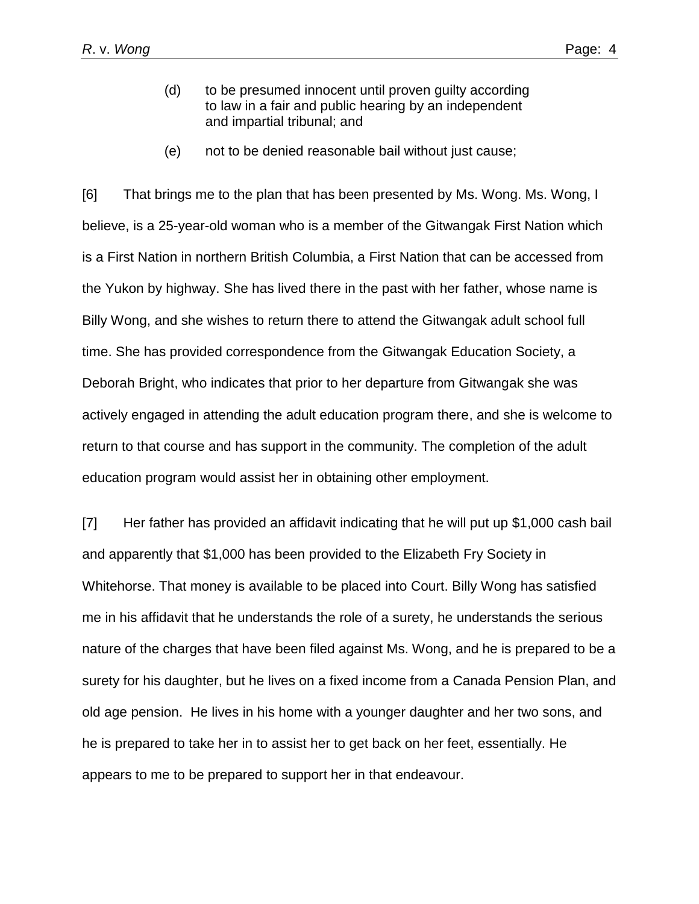(d) to be presumed innocent until proven guilty according to law in a fair and public hearing by an independent and impartial tribunal; and

(e) not to be denied reasonable bail without just cause;

[6] That brings me to the plan that has been presented by Ms. Wong. Ms. Wong, I believe, is a 25-year-old woman who is a member of the Gitwangak First Nation which is a First Nation in northern British Columbia, a First Nation that can be accessed from the Yukon by highway. She has lived there in the past with her father, whose name is Billy Wong, and she wishes to return there to attend the Gitwangak adult school full time. She has provided correspondence from the Gitwangak Education Society, a Deborah Bright, who indicates that prior to her departure from Gitwangak she was actively engaged in attending the adult education program there, and she is welcome to return to that course and has support in the community. The completion of the adult education program would assist her in obtaining other employment.

[7] Her father has provided an affidavit indicating that he will put up $1,000 cash bail and apparently that $1,000 has been provided to the Elizabeth Fry Society in Whitehorse. That money is available to be placed into Court. Billy Wong has satisfied me in his affidavit that he understands the role of a surety, he understands the serious nature of the charges that have been filed against Ms. Wong, and he is prepared to be a surety for his daughter, but he lives on a fixed income from a Canada Pension Plan, and old age pension. He lives in his home with a younger daughter and her two sons, and he is prepared to take her in to assist her to get back on her feet, essentially. He appears to me to be prepared to support her in that endeavour.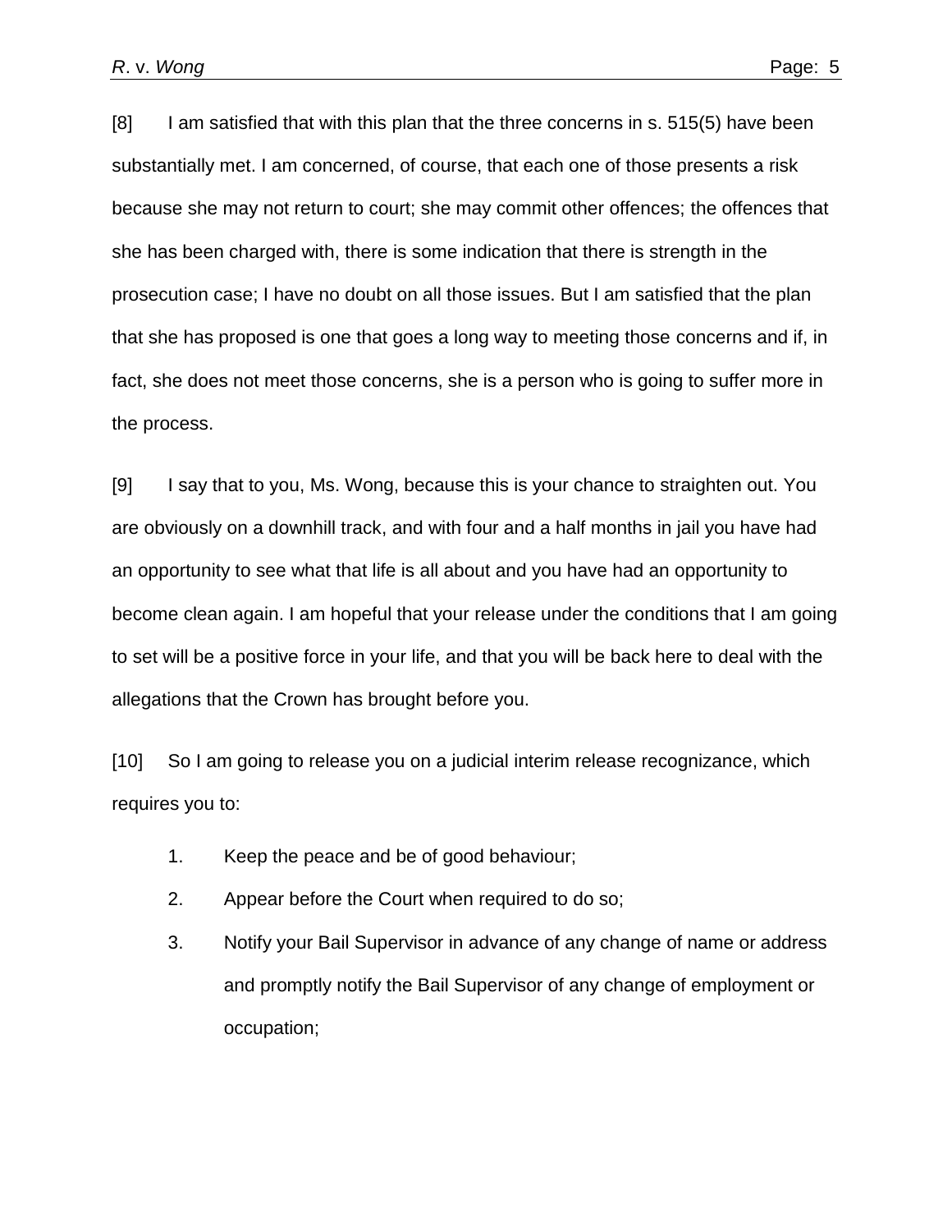[8] I am satisfied that with this plan that the three concerns in s. 515(5) have been substantially met. I am concerned, of course, that each one of those presents a risk because she may not return to court; she may commit other offences; the offences that she has been charged with, there is some indication that there is strength in the prosecution case; I have no doubt on all those issues. But I am satisfied that the plan that she has proposed is one that goes a long way to meeting those concerns and if, in fact, she does not meet those concerns, she is a person who is going to suffer more in the process.

[9] I say that to you, Ms. Wong, because this is your chance to straighten out. You are obviously on a downhill track, and with four and a half months in jail you have had an opportunity to see what that life is all about and you have had an opportunity to become clean again. I am hopeful that your release under the conditions that I am going to set will be a positive force in your life, and that you will be back here to deal with the allegations that the Crown has brought before you.

[10] So I am going to release you on a judicial interim release recognizance, which requires you to:

1. Keep the peace and be of good behaviour;
2. Appear before the Court when required to do so;
3. Notify your Bail Supervisor in advance of any change of name or address and promptly notify the Bail Supervisor of any change of employment or occupation;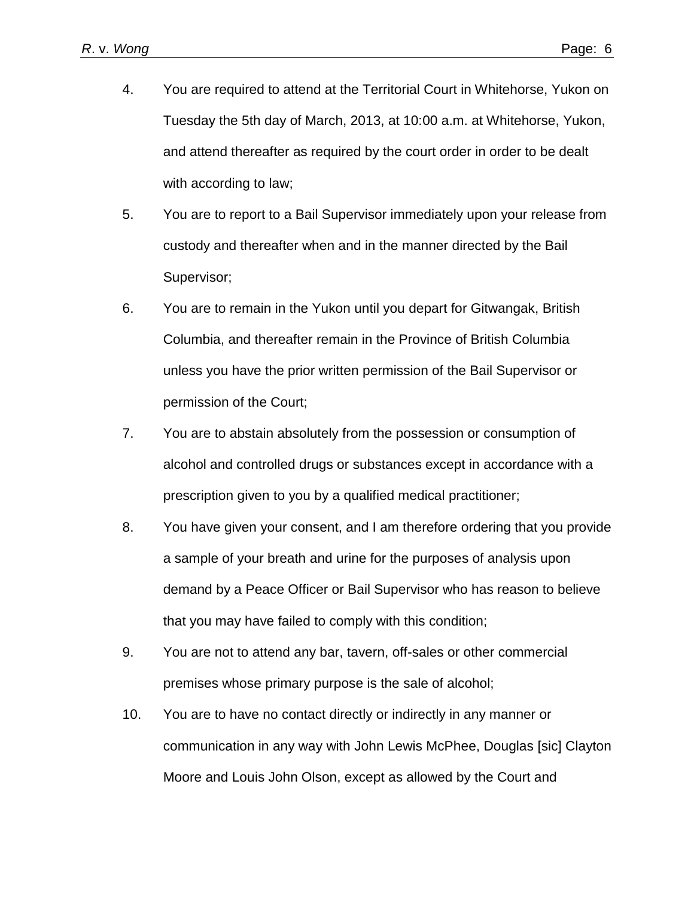4. You are required to attend at the Territorial Court in Whitehorse, Yukon on Tuesday the 5th day of March, 2013, at 10:00 a.m. at Whitehorse, Yukon, and attend thereafter as required by the court order in order to be dealt with according to law;

5. You are to report to a Bail Supervisor immediately upon your release from custody and thereafter when and in the manner directed by the Bail Supervisor;

6. You are to remain in the Yukon until you depart for Gitwangak, British Columbia, and thereafter remain in the Province of British Columbia unless you have the prior written permission of the Bail Supervisor or permission of the Court;

7. You are to abstain absolutely from the possession or consumption of alcohol and controlled drugs or substances except in accordance with a prescription given to you by a qualified medical practitioner;

8. You have given your consent, and I am therefore ordering that you provide a sample of your breath and urine for the purposes of analysis upon demand by a Peace Officer or Bail Supervisor who has reason to believe that you may have failed to comply with this condition;

9. You are not to attend any bar, tavern, off-sales or other commercial premises whose primary purpose is the sale of alcohol;

10. You are to have no contact directly or indirectly in any manner or communication in any way with John Lewis McPhee, Douglas [sic] Clayton Moore and Louis John Olson, except as allowed by the Court and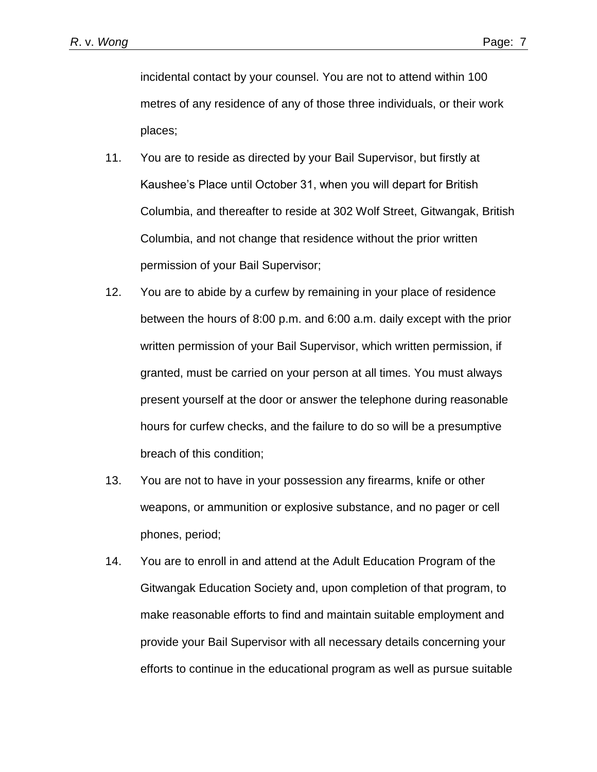incidental contact by your counsel. You are not to attend within 100 metres of any residence of any of those three individuals, or their work places;

11. You are to reside as directed by your Bail Supervisor, but firstly at Kaushee's Place until October 31, when you will depart for British Columbia, and thereafter to reside at 302 Wolf Street, Gitwangak, British Columbia, and not change that residence without the prior written permission of your Bail Supervisor;

12. You are to abide by a curfew by remaining in your place of residence between the hours of 8:00 p.m. and 6:00 a.m. daily except with the prior written permission of your Bail Supervisor, which written permission, if granted, must be carried on your person at all times. You must always present yourself at the door or answer the telephone during reasonable hours for curfew checks, and the failure to do so will be a presumptive breach of this condition;

13. You are not to have in your possession any firearms, knife or other weapons, or ammunition or explosive substance, and no pager or cell phones, period;

14. You are to enroll in and attend at the Adult Education Program of the Gitwangak Education Society and, upon completion of that program, to make reasonable efforts to find and maintain suitable employment and provide your Bail Supervisor with all necessary details concerning your efforts to continue in the educational program as well as pursue suitable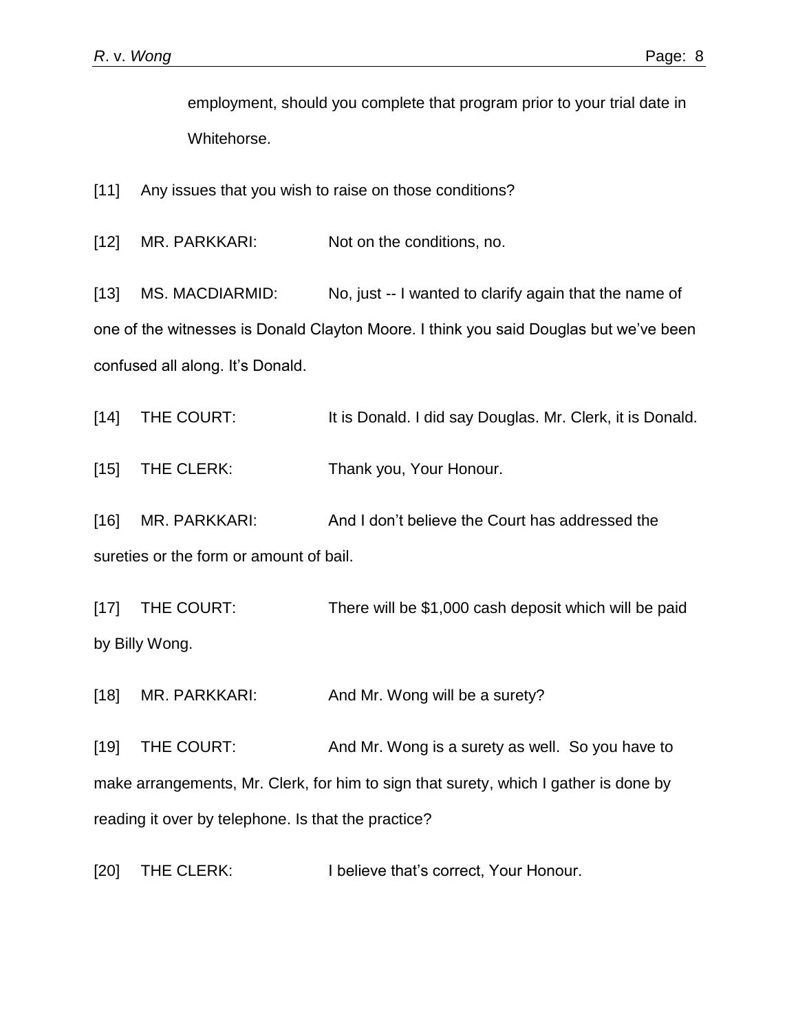employment, should you complete that program prior to your trial date in Whitehorse.

[11] Any issues that you wish to raise on those conditions?

[12] MR. PARKKARI: Not on the conditions, no.

[13] MS. MACDIARMID: No, just -- I wanted to clarify again that the name of one of the witnesses is Donald Clayton Moore. I think you said Douglas but we've been confused all along. It's Donald.

[14] THE COURT: It is Donald. I did say Douglas. Mr. Clerk, it is Donald.

[15] THE CLERK: Thank you, Your Honour.

[16] MR. PARKKARI: And I don't believe the Court has addressed the sureties or the form or amount of bail.

[17] THE COURT: There will be $1,000 cash deposit which will be paid by Billy Wong.

[18] MR. PARKKARI: And Mr. Wong will be a surety?

[19] THE COURT: And Mr. Wong is a surety as well. So you have to make arrangements, Mr. Clerk, for him to sign that surety, which I gather is done by reading it over by telephone. Is that the practice?

[20] THE CLERK: I believe that's correct, Your Honour.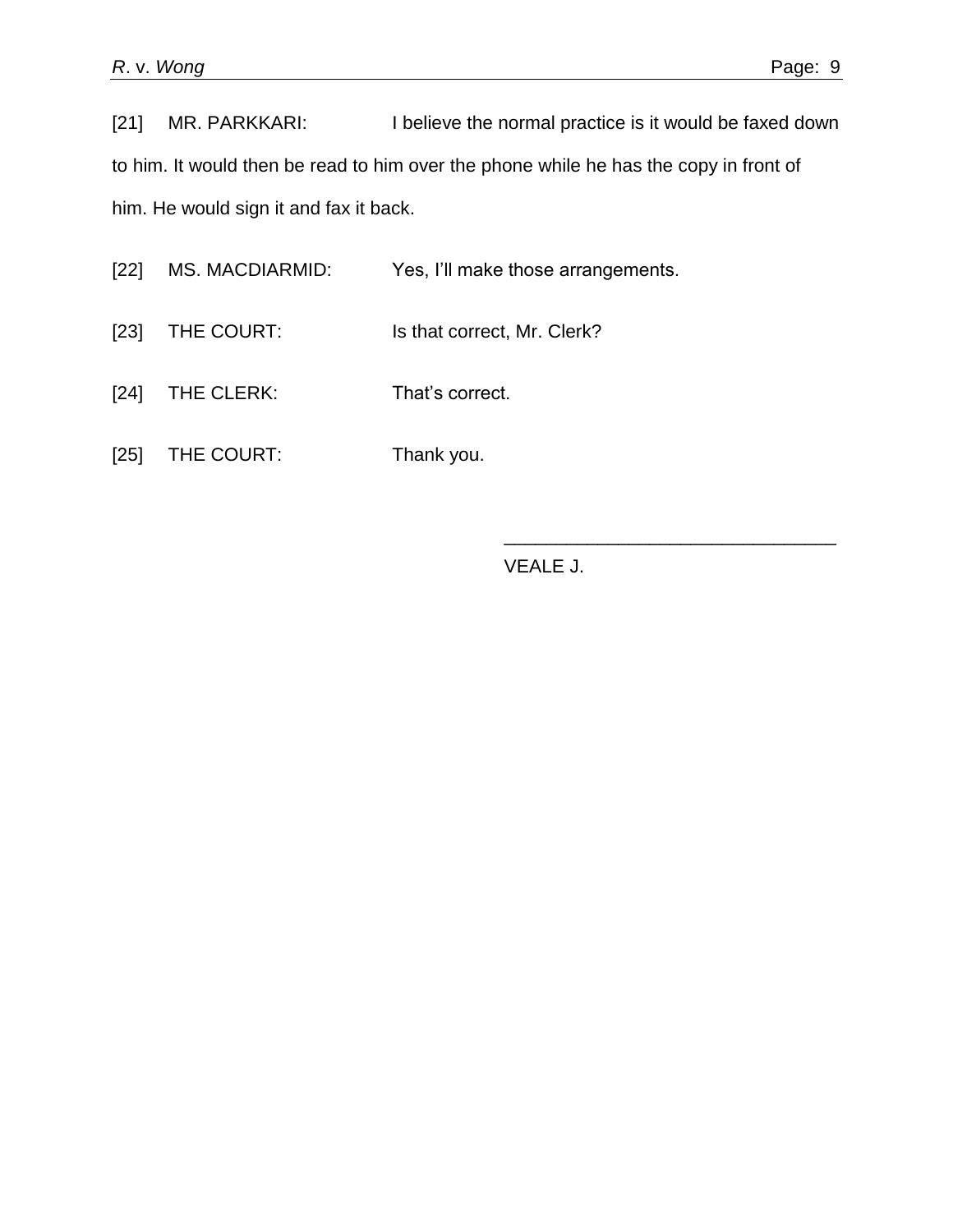[21] MR. PARKKARI: I believe the normal practice is it would be faxed down to him. It would then be read to him over the phone while he has the copy in front of him. He would sign it and fax it back.

[22] MS. MACDIARMID: Yes, I'll make those arrangements.

[23] THE COURT: Is that correct, Mr. Clerk?

[24] THE CLERK: That's correct.

[25] THE COURT: Thank you.

\_\_\_\_\_\_\_\_\_\_\_\_\_\_\_\_\_\_\_\_\_\_\_\_\_\_\_\_\_\_\_\_

VEALE J.